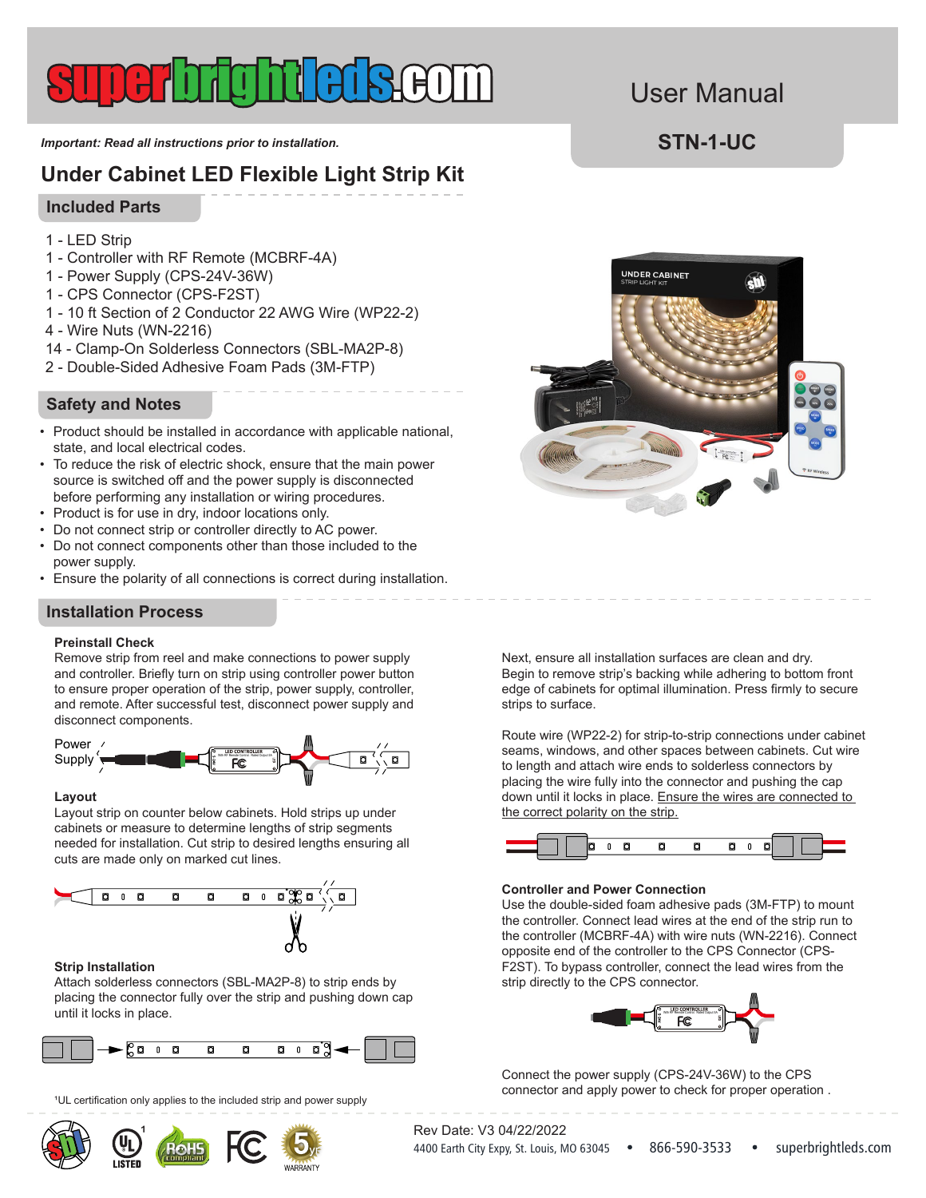# superbrightleds.com

User Manual

**STN-1-UC**

***Important: Read all instructions prior to installation.***

## Under Cabinet LED Flexible Light Strip Kit

### Included Parts

1 - LED Strip
1 - Controller with RF Remote (MCBRF-4A)
1 - Power Supply (CPS-24V-36W)
1 - CPS Connector (CPS-F2ST)
1 - 10 ft Section of 2 Conductor 22 AWG Wire (WP22-2)
4 - Wire Nuts (WN-2216)
14 - Clamp-On Solderless Connectors (SBL-MA2P-8)
2 - Double-Sided Adhesive Foam Pads (3M-FTP)

### Safety and Notes

- Product should be installed in accordance with applicable national, state, and local electrical codes.
- To reduce the risk of electric shock, ensure that the main power source is switched off and the power supply is disconnected before performing any installation or wiring procedures.
- Product is for use in dry, indoor locations only.
- Do not connect strip or controller directly to AC power.
- Do not connect components other than those included to the power supply.
- Ensure the polarity of all connections is correct during installation.

### Installation Process

**Preinstall Check**
Remove strip from reel and make connections to power supply and controller. Briefly turn on strip using controller power button to ensure proper operation of the strip, power supply, controller, and remote. After successful test, disconnect power supply and disconnect components.

Power Supply

**Layout**
Layout strip on counter below cabinets. Hold strips up under cabinets or measure to determine lengths of strip segments needed for installation. Cut strip to desired lengths ensuring all cuts are made only on marked cut lines.

**Strip Installation**
Attach solderless connectors (SBL-MA2P-8) to strip ends by placing the connector fully over the strip and pushing down cap until it locks in place.

Next, ensure all installation surfaces are clean and dry. Begin to remove strip's backing while adhering to bottom front edge of cabinets for optimal illumination. Press firmly to secure strips to surface.

Route wire (WP22-2) for strip-to-strip connections under cabinet seams, windows, and other spaces between cabinets. Cut wire to length and attach wire ends to solderless connectors by placing the wire fully into the connector and pushing the cap down until it locks in place. Ensure the wires are connected to the correct polarity on the strip.

**Controller and Power Connection**
Use the double-sided foam adhesive pads (3M-FTP) to mount the controller. Connect lead wires at the end of the strip run to the controller (MCBRF-4A) with wire nuts (WN-2216). Connect opposite end of the controller to the CPS Connector (CPS-F2ST). To bypass controller, connect the lead wires from the strip directly to the CPS connector.

Connect the power supply (CPS-24V-36W) to the CPS connector and apply power to check for proper operation .

[1]UL certification only applies to the included strip and power supply

Rev Date: V3 04/22/2022
4400 Earth City Expy, St. Louis, MO 63045 • 866-590-3533 • superbrightleds.com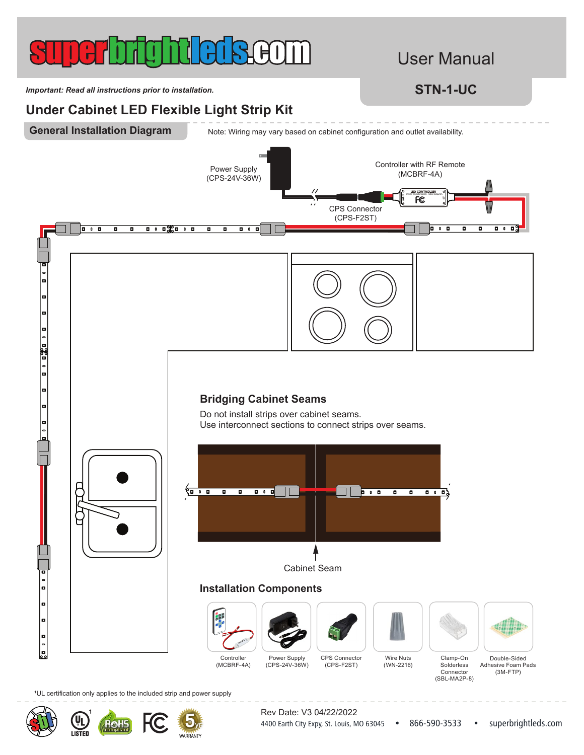superbrightleds.com

User Manual

**STN-1-UC**

***Important: Read all instructions prior to installation.***

# Under Cabinet LED Flexible Light Strip Kit

## General Installation Diagram

Note: Wiring may vary based on cabinet configuration and outlet availability.

Power Supply
(CPS-24V-36W)

Controller with RF Remote
(MCBRF-4A)

CPS Connector
(CPS-F2ST)

## Bridging Cabinet Seams

Do not install strips over cabinet seams.
Use interconnect sections to connect strips over seams.

Cabinet Seam

## Installation Components

Controller
(MCBRF-4A)

Power Supply
(CPS-24V-36W)

CPS Connector
(CPS-F2ST)

Wire Nuts
(WN-2216)

Clamp-On
Solderless
Connector
(SBL-MA2P-8)

Double-Sided
Adhesive Foam Pads
(3M-FTP)

[1]UL certification only applies to the included strip and power supply

Rev Date: V3 04/22/2022
4400 Earth City Expy, St. Louis, MO 63045 • 866-590-3533 • superbrightleds.com